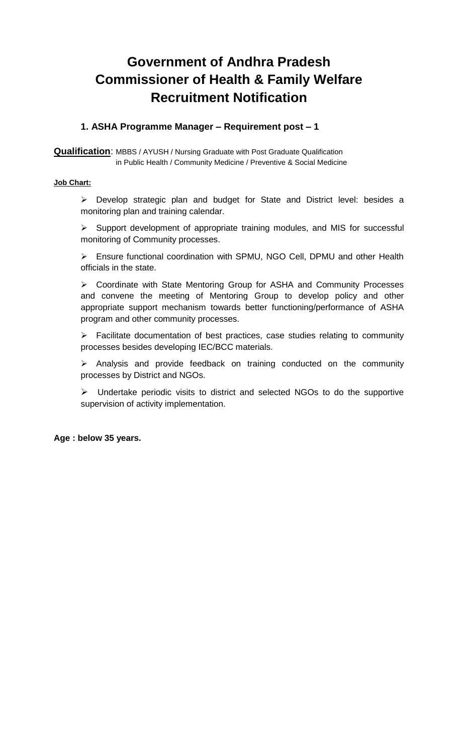# Government of Andhra Pradesh
# Commissioner of Health & Family Welfare
# Recruitment Notification

### 1. ASHA Programme Manager – Requirement post – 1

**Qualification**: MBBS / AYUSH / Nursing Graduate with Post Graduate Qualification in Public Health / Community Medicine / Preventive & Social Medicine

**Job Chart:**

- Develop strategic plan and budget for State and District level: besides a monitoring plan and training calendar.
- Support development of appropriate training modules, and MIS for successful monitoring of Community processes.
- Ensure functional coordination with SPMU, NGO Cell, DPMU and other Health officials in the state.
- Coordinate with State Mentoring Group for ASHA and Community Processes and convene the meeting of Mentoring Group to develop policy and other appropriate support mechanism towards better functioning/performance of ASHA program and other community processes.
- Facilitate documentation of best practices, case studies relating to community processes besides developing IEC/BCC materials.
- Analysis and provide feedback on training conducted on the community processes by District and NGOs.
- Undertake periodic visits to district and selected NGOs to do the supportive supervision of activity implementation.

**Age : below 35 years.**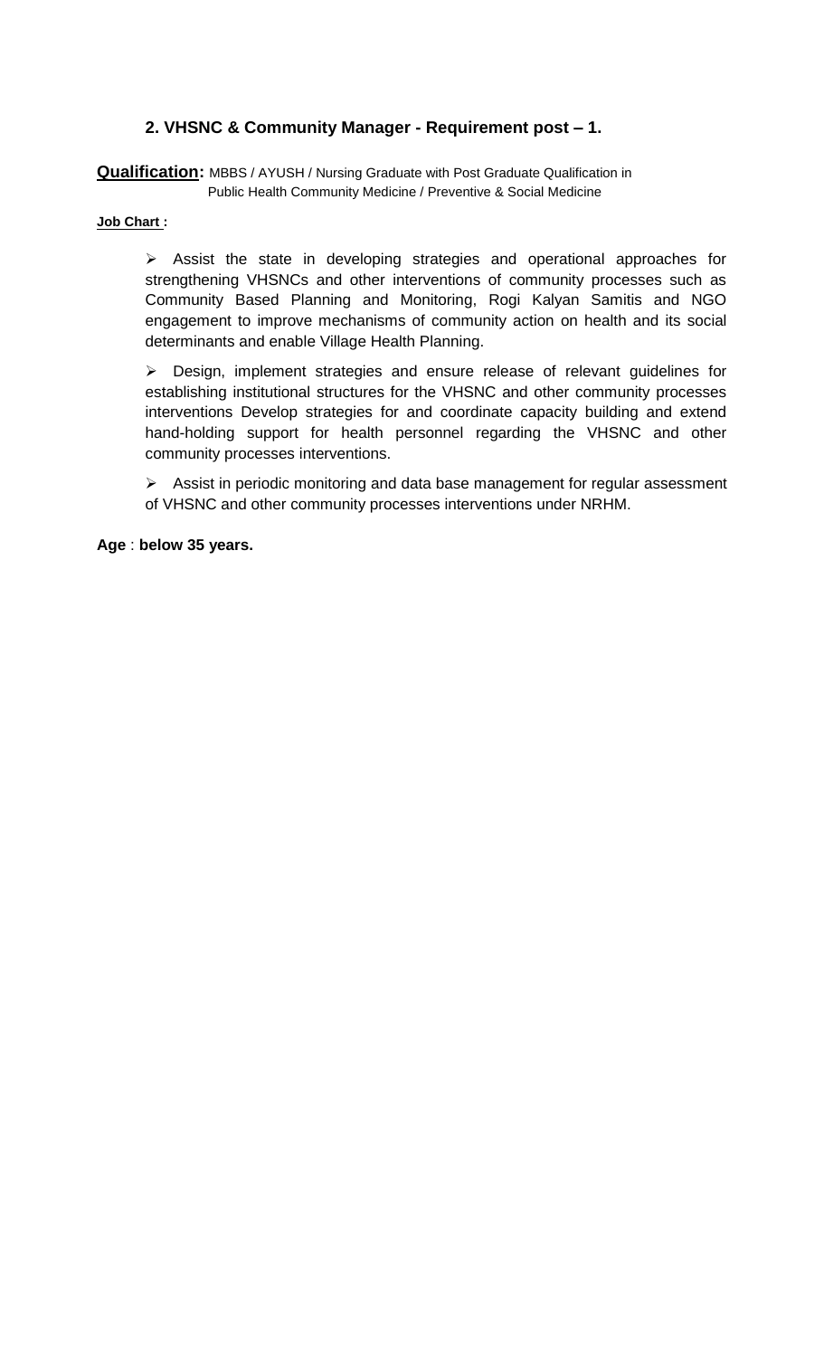## 2. VHSNC & Community Manager - Requirement post – 1.

**Qualification:** MBBS / AYUSH / Nursing Graduate with Post Graduate Qualification in Public Health Community Medicine / Preventive & Social Medicine

**Job Chart :**

- Assist the state in developing strategies and operational approaches for strengthening VHSNCs and other interventions of community processes such as Community Based Planning and Monitoring, Rogi Kalyan Samitis and NGO engagement to improve mechanisms of community action on health and its social determinants and enable Village Health Planning.

- Design, implement strategies and ensure release of relevant guidelines for establishing institutional structures for the VHSNC and other community processes interventions Develop strategies for and coordinate capacity building and extend hand-holding support for health personnel regarding the VHSNC and other community processes interventions.

- Assist in periodic monitoring and data base management for regular assessment of VHSNC and other community processes interventions under NRHM.

**Age** : **below 35 years.**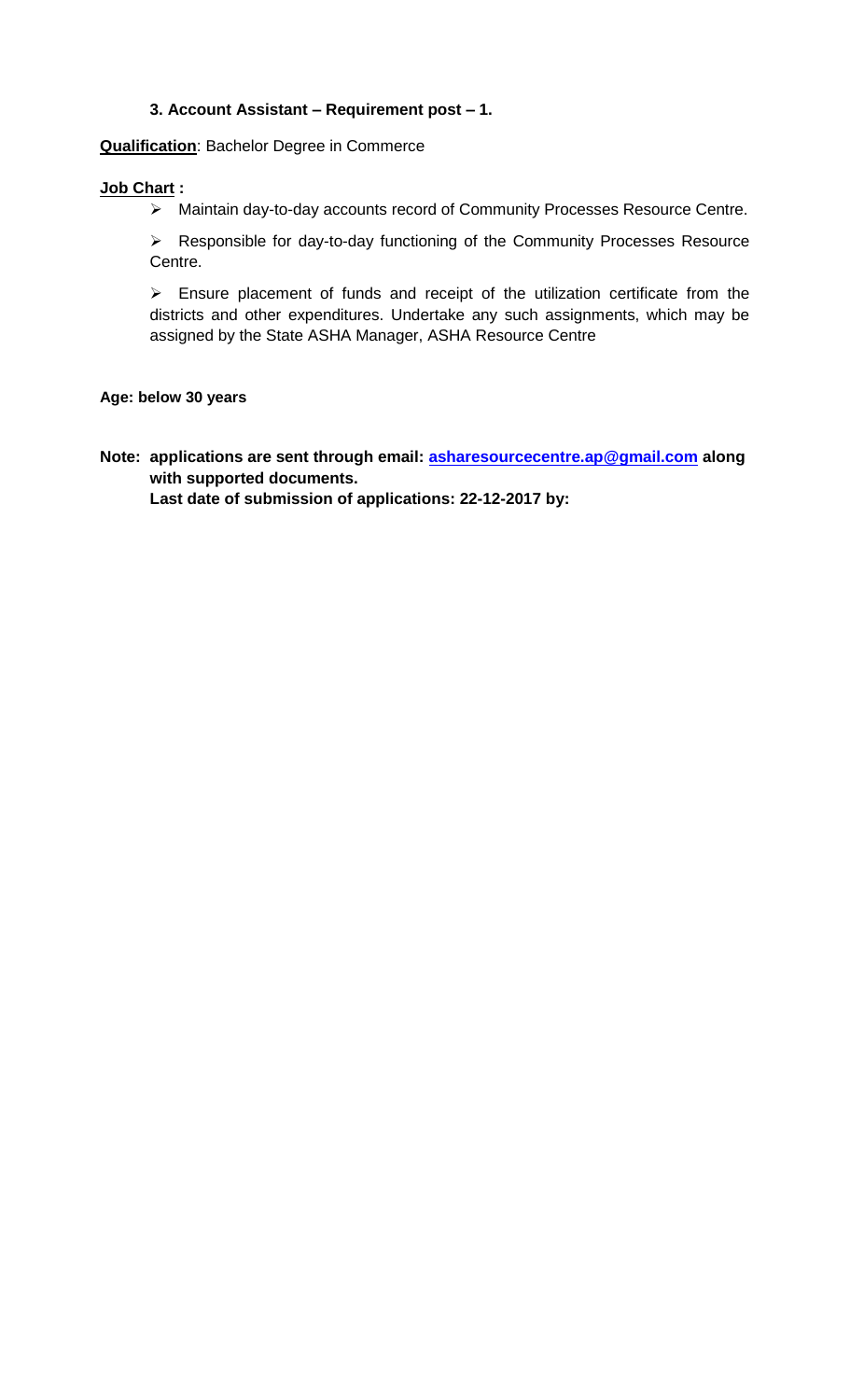### 3. Account Assistant – Requirement post – 1.

**Qualification**: Bachelor Degree in Commerce

**Job Chart :**

- Maintain day-to-day accounts record of Community Processes Resource Centre.
- Responsible for day-to-day functioning of the Community Processes Resource Centre.
- Ensure placement of funds and receipt of the utilization certificate from the districts and other expenditures. Undertake any such assignments, which may be assigned by the State ASHA Manager, ASHA Resource Centre

**Age: below 30 years**

**Note: applications are sent through email: asharesourcecentre.ap@gmail.com along with supported documents.**
**Last date of submission of applications: 22-12-2017 by:**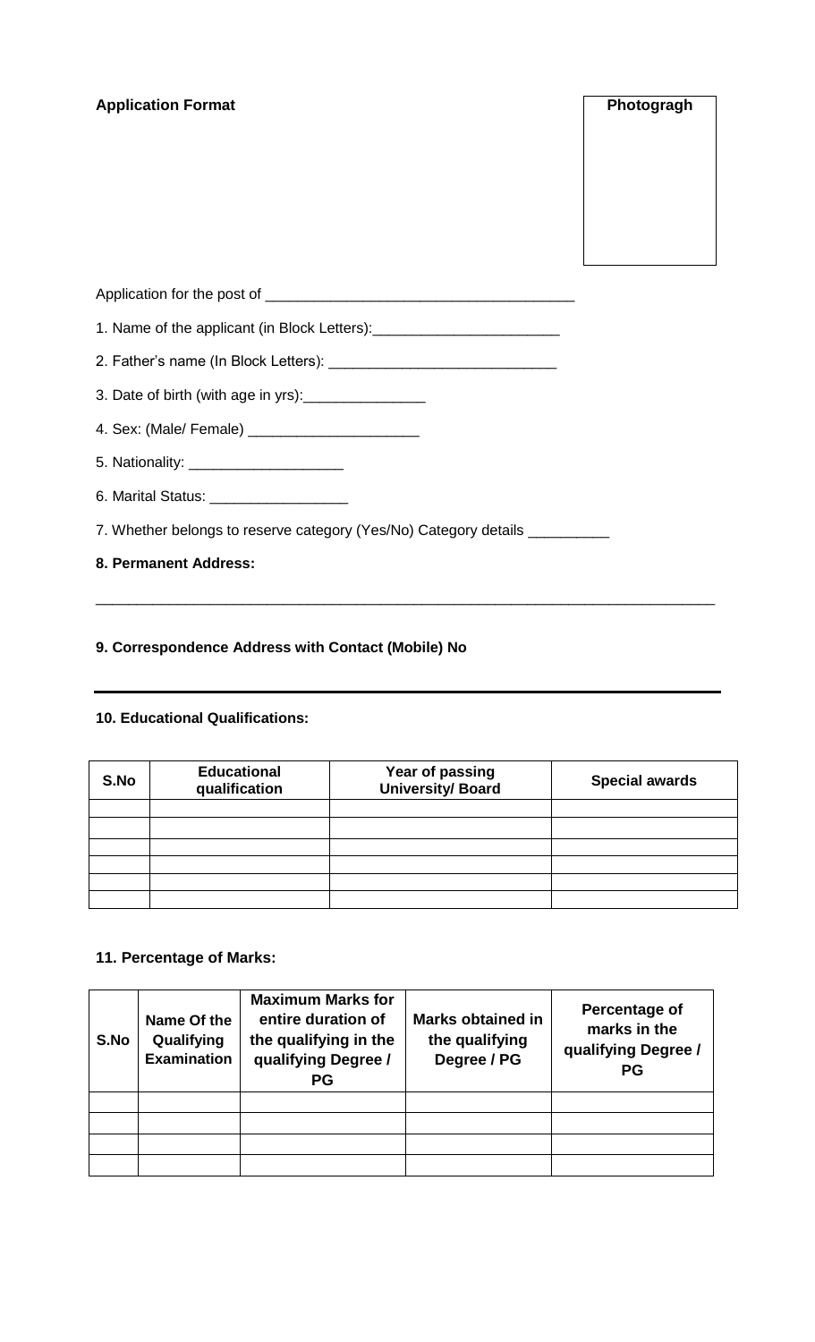**Application Format**

| Photogragh |
|---|
| |

Application for the post of ______________________________________

1. Name of the applicant (in Block Letters):_______________________

2. Father's name (In Block Letters): ____________________________

3. Date of birth (with age in yrs):_______________

4. Sex: (Male/ Female) _____________________

5. Nationality: ___________________

6. Marital Status: _________________

7. Whether belongs to reserve category (Yes/No) Category details __________

**8. Permanent Address:**

______________________________________________________________________________

**9. Correspondence Address with Contact (Mobile) No**

______________________________________________________________________________

**10. Educational Qualifications:**

| S.No | Educational qualification | Year of passing University/ Board | Special awards |
|---|---|---|---|
| | | | |
| | | | |
| | | | |
| | | | |
| | | | |
| | | | |

**11. Percentage of Marks:**

| S.No | Name Of the Qualifying Examination | Maximum Marks for entire duration of the qualifying in the qualifying Degree / PG | Marks obtained in the qualifying Degree / PG | Percentage of marks in the qualifying Degree / PG |
|---|---|---|---|---|
| | | | | |
| | | | | |
| | | | | |
| | | | | |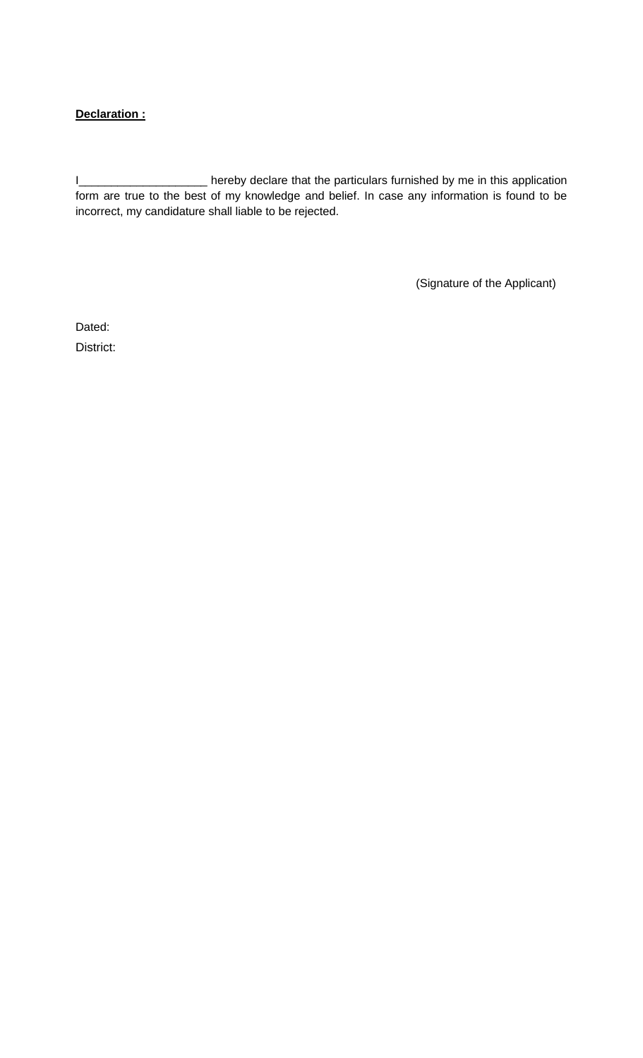**<u>Declaration :</u>**

I____________________ hereby declare that the particulars furnished by me in this application form are true to the best of my knowledge and belief. In case any information is found to be incorrect, my candidature shall liable to be rejected.

(Signature of the Applicant)

Dated:

District: